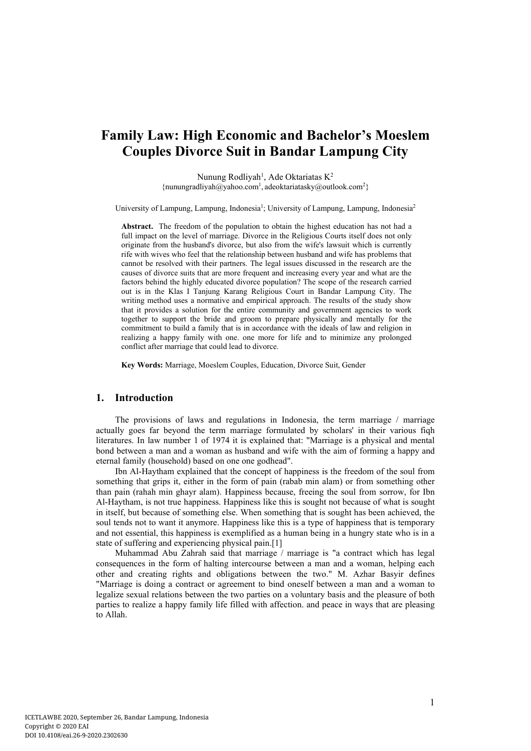# Family Law: High Economic and Bachelor's Moeslem Couples Divorce Suit in Bandar Lampung City

Nunung Rodliyah[1], Ade Oktariatas K[2]

{nunungradliyah@yahoo.com[1], adeoktariatasky@outlook.com[2]}

University of Lampung, Lampung, Indonesia[1]; University of Lampung, Lampung, Indonesia[2]

**Abstract.** The freedom of the population to obtain the highest education has not had a full impact on the level of marriage. Divorce in the Religious Courts itself does not only originate from the husband's divorce, but also from the wife's lawsuit which is currently rife with wives who feel that the relationship between husband and wife has problems that cannot be resolved with their partners. The legal issues discussed in the research are the causes of divorce suits that are more frequent and increasing every year and what are the factors behind the highly educated divorce population? The scope of the research carried out is in the Klas I Tanjung Karang Religious Court in Bandar Lampung City. The writing method uses a normative and empirical approach. The results of the study show that it provides a solution for the entire community and government agencies to work together to support the bride and groom to prepare physically and mentally for the commitment to build a family that is in accordance with the ideals of law and religion in realizing a happy family with one. one more for life and to minimize any prolonged conflict after marriage that could lead to divorce.

**Key Words:** Marriage, Moeslem Couples, Education, Divorce Suit, Gender

## 1. Introduction

The provisions of laws and regulations in Indonesia, the term marriage / marriage actually goes far beyond the term marriage formulated by scholars' in their various fiqh literatures. In law number 1 of 1974 it is explained that: "Marriage is a physical and mental bond between a man and a woman as husband and wife with the aim of forming a happy and eternal family (household) based on one one godhead".

Ibn Al-Haytham explained that the concept of happiness is the freedom of the soul from something that grips it, either in the form of pain (rabab min alam) or from something other than pain (rahah min ghayr alam). Happiness because, freeing the soul from sorrow, for Ibn Al-Haytham, is not true happiness. Happiness like this is sought not because of what is sought in itself, but because of something else. When something that is sought has been achieved, the soul tends not to want it anymore. Happiness like this is a type of happiness that is temporary and not essential, this happiness is exemplified as a human being in a hungry state who is in a state of suffering and experiencing physical pain.[1]

Muhammad Abu Zahrah said that marriage / marriage is "a contract which has legal consequences in the form of halting intercourse between a man and a woman, helping each other and creating rights and obligations between the two." M. Azhar Basyir defines "Marriage is doing a contract or agreement to bind oneself between a man and a woman to legalize sexual relations between the two parties on a voluntary basis and the pleasure of both parties to realize a happy family life filled with affection. and peace in ways that are pleasing to Allah.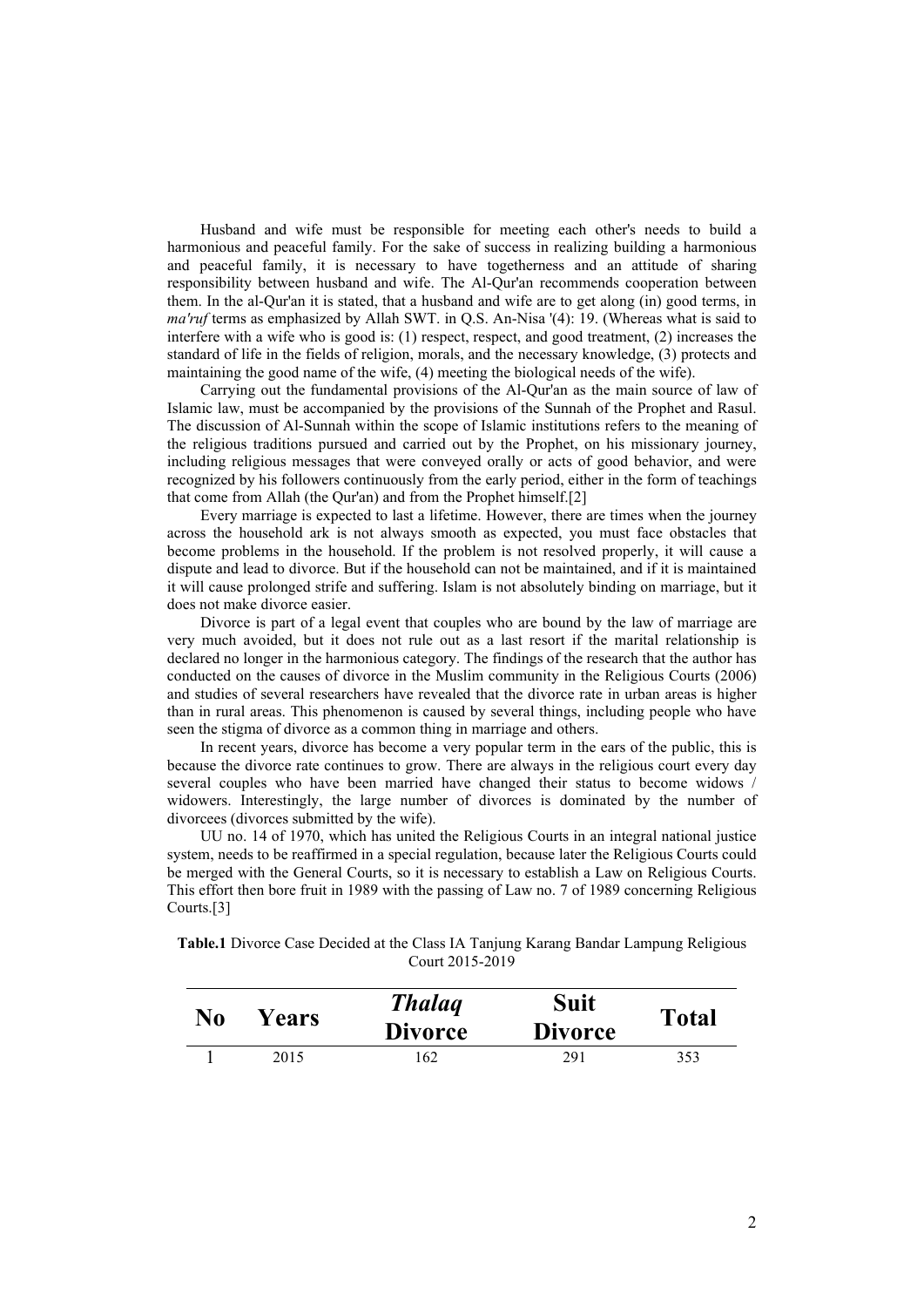Husband and wife must be responsible for meeting each other's needs to build a harmonious and peaceful family. For the sake of success in realizing building a harmonious and peaceful family, it is necessary to have togetherness and an attitude of sharing responsibility between husband and wife. The Al-Qur'an recommends cooperation between them. In the al-Qur'an it is stated, that a husband and wife are to get along (in) good terms, in *ma'ruf* terms as emphasized by Allah SWT. in Q.S. An-Nisa '(4): 19. (Whereas what is said to interfere with a wife who is good is: (1) respect, respect, and good treatment, (2) increases the standard of life in the fields of religion, morals, and the necessary knowledge, (3) protects and maintaining the good name of the wife, (4) meeting the biological needs of the wife).

Carrying out the fundamental provisions of the Al-Qur'an as the main source of law of Islamic law, must be accompanied by the provisions of the Sunnah of the Prophet and Rasul. The discussion of Al-Sunnah within the scope of Islamic institutions refers to the meaning of the religious traditions pursued and carried out by the Prophet, on his missionary journey, including religious messages that were conveyed orally or acts of good behavior, and were recognized by his followers continuously from the early period, either in the form of teachings that come from Allah (the Qur'an) and from the Prophet himself.[2]

Every marriage is expected to last a lifetime. However, there are times when the journey across the household ark is not always smooth as expected, you must face obstacles that become problems in the household. If the problem is not resolved properly, it will cause a dispute and lead to divorce. But if the household can not be maintained, and if it is maintained it will cause prolonged strife and suffering. Islam is not absolutely binding on marriage, but it does not make divorce easier.

Divorce is part of a legal event that couples who are bound by the law of marriage are very much avoided, but it does not rule out as a last resort if the marital relationship is declared no longer in the harmonious category. The findings of the research that the author has conducted on the causes of divorce in the Muslim community in the Religious Courts (2006) and studies of several researchers have revealed that the divorce rate in urban areas is higher than in rural areas. This phenomenon is caused by several things, including people who have seen the stigma of divorce as a common thing in marriage and others.

In recent years, divorce has become a very popular term in the ears of the public, this is because the divorce rate continues to grow. There are always in the religious court every day several couples who have been married have changed their status to become widows / widowers. Interestingly, the large number of divorces is dominated by the number of divorcees (divorces submitted by the wife).

UU no. 14 of 1970, which has united the Religious Courts in an integral national justice system, needs to be reaffirmed in a special regulation, because later the Religious Courts could be merged with the General Courts, so it is necessary to establish a Law on Religious Courts. This effort then bore fruit in 1989 with the passing of Law no. 7 of 1989 concerning Religious Courts.[3]

**Table.1** Divorce Case Decided at the Class IA Tanjung Karang Bandar Lampung Religious Court 2015-2019

| No | Years | *Thalaq* Divorce | Suit Divorce | Total |
|---|---|---|---|---|
| 1 | 2015 | 162 | 291 | 353 |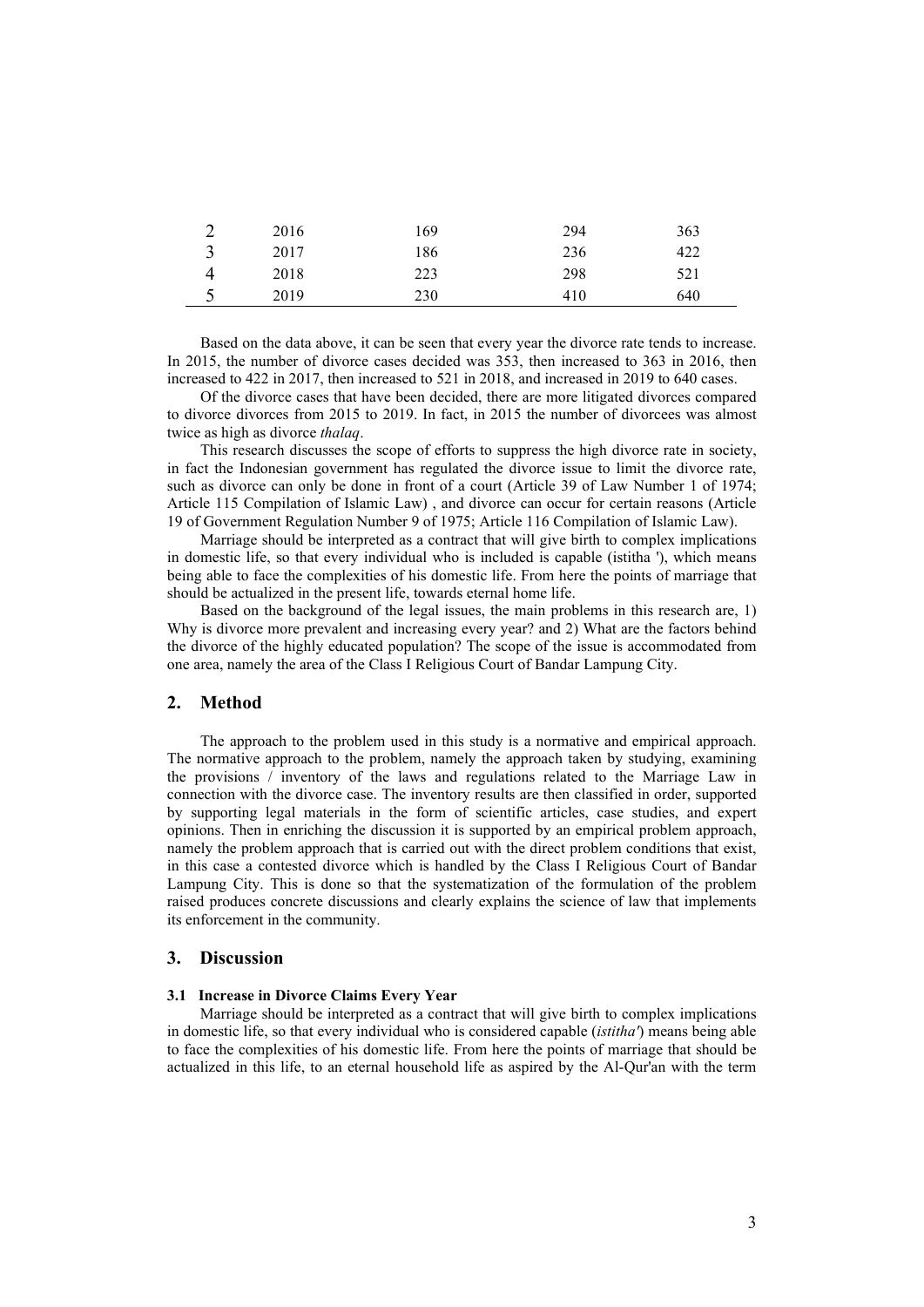| | | | | |
|---|---|---|---|---|
| 2 | 2016 | 169 | 294 | 363 |
| 3 | 2017 | 186 | 236 | 422 |
| 4 | 2018 | 223 | 298 | 521 |
| 5 | 2019 | 230 | 410 | 640 |

Based on the data above, it can be seen that every year the divorce rate tends to increase. In 2015, the number of divorce cases decided was 353, then increased to 363 in 2016, then increased to 422 in 2017, then increased to 521 in 2018, and increased in 2019 to 640 cases.

Of the divorce cases that have been decided, there are more litigated divorces compared to divorce divorces from 2015 to 2019. In fact, in 2015 the number of divorcees was almost twice as high as divorce *thalaq*.

This research discusses the scope of efforts to suppress the high divorce rate in society, in fact the Indonesian government has regulated the divorce issue to limit the divorce rate, such as divorce can only be done in front of a court (Article 39 of Law Number 1 of 1974; Article 115 Compilation of Islamic Law) , and divorce can occur for certain reasons (Article 19 of Government Regulation Number 9 of 1975; Article 116 Compilation of Islamic Law).

Marriage should be interpreted as a contract that will give birth to complex implications in domestic life, so that every individual who is included is capable (istitha '), which means being able to face the complexities of his domestic life. From here the points of marriage that should be actualized in the present life, towards eternal home life.

Based on the background of the legal issues, the main problems in this research are, 1) Why is divorce more prevalent and increasing every year? and 2) What are the factors behind the divorce of the highly educated population? The scope of the issue is accommodated from one area, namely the area of the Class I Religious Court of Bandar Lampung City.

## 2. Method

The approach to the problem used in this study is a normative and empirical approach. The normative approach to the problem, namely the approach taken by studying, examining the provisions / inventory of the laws and regulations related to the Marriage Law in connection with the divorce case. The inventory results are then classified in order, supported by supporting legal materials in the form of scientific articles, case studies, and expert opinions. Then in enriching the discussion it is supported by an empirical problem approach, namely the problem approach that is carried out with the direct problem conditions that exist, in this case a contested divorce which is handled by the Class I Religious Court of Bandar Lampung City. This is done so that the systematization of the formulation of the problem raised produces concrete discussions and clearly explains the science of law that implements its enforcement in the community.

## 3. Discussion

### 3.1 Increase in Divorce Claims Every Year

Marriage should be interpreted as a contract that will give birth to complex implications in domestic life, so that every individual who is considered capable (*istitha'*) means being able to face the complexities of his domestic life. From here the points of marriage that should be actualized in this life, to an eternal household life as aspired by the Al-Qur'an with the term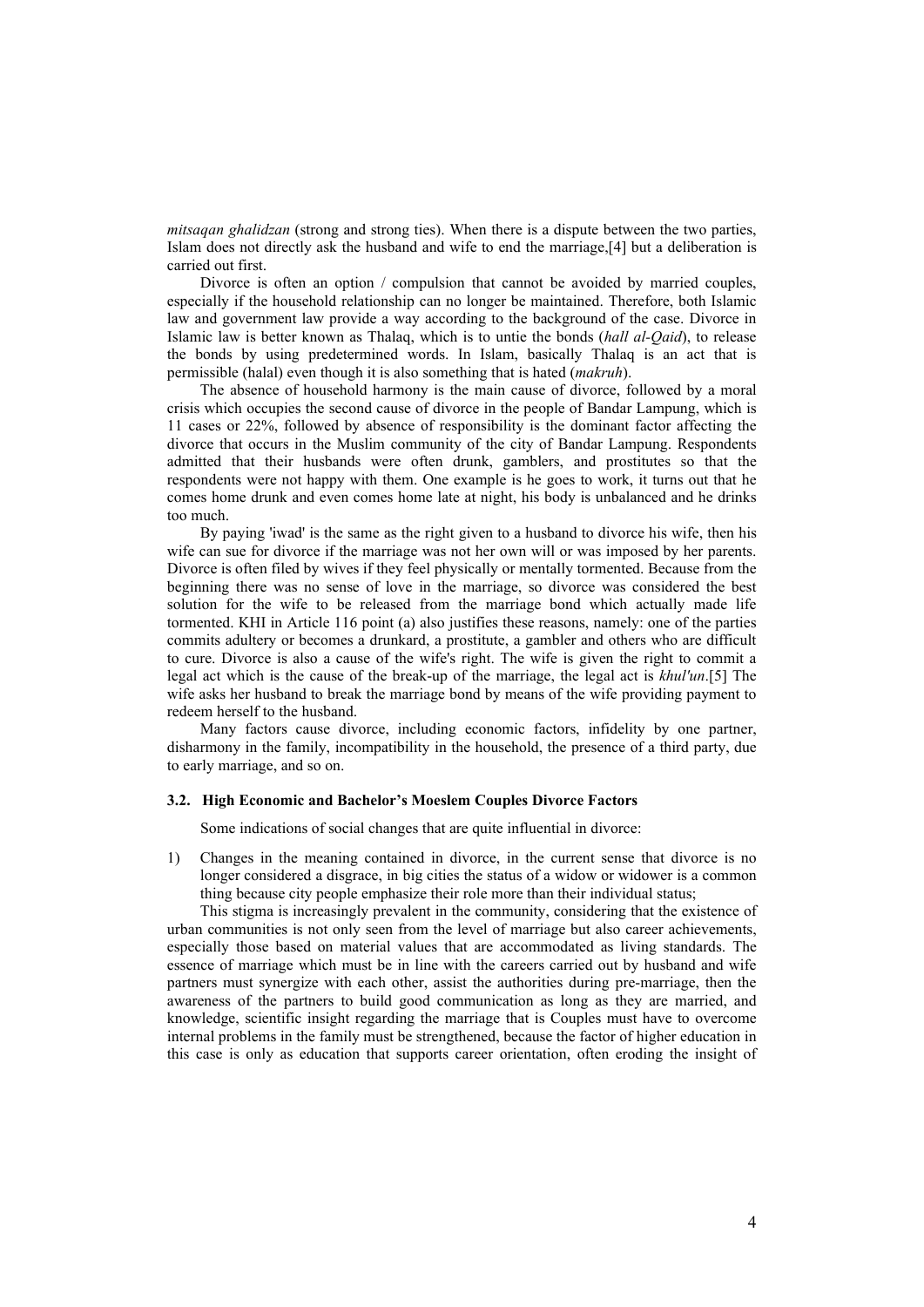*mitsaqan ghalidzan* (strong and strong ties). When there is a dispute between the two parties, Islam does not directly ask the husband and wife to end the marriage,[4] but a deliberation is carried out first.

Divorce is often an option / compulsion that cannot be avoided by married couples, especially if the household relationship can no longer be maintained. Therefore, both Islamic law and government law provide a way according to the background of the case. Divorce in Islamic law is better known as Thalaq, which is to untie the bonds (*hall al-Qaid*), to release the bonds by using predetermined words. In Islam, basically Thalaq is an act that is permissible (halal) even though it is also something that is hated (*makruh*).

The absence of household harmony is the main cause of divorce, followed by a moral crisis which occupies the second cause of divorce in the people of Bandar Lampung, which is 11 cases or 22%, followed by absence of responsibility is the dominant factor affecting the divorce that occurs in the Muslim community of the city of Bandar Lampung. Respondents admitted that their husbands were often drunk, gamblers, and prostitutes so that the respondents were not happy with them. One example is he goes to work, it turns out that he comes home drunk and even comes home late at night, his body is unbalanced and he drinks too much.

By paying 'iwad' is the same as the right given to a husband to divorce his wife, then his wife can sue for divorce if the marriage was not her own will or was imposed by her parents. Divorce is often filed by wives if they feel physically or mentally tormented. Because from the beginning there was no sense of love in the marriage, so divorce was considered the best solution for the wife to be released from the marriage bond which actually made life tormented. KHI in Article 116 point (a) also justifies these reasons, namely: one of the parties commits adultery or becomes a drunkard, a prostitute, a gambler and others who are difficult to cure. Divorce is also a cause of the wife's right. The wife is given the right to commit a legal act which is the cause of the break-up of the marriage, the legal act is *khul'un*.[5] The wife asks her husband to break the marriage bond by means of the wife providing payment to redeem herself to the husband.

Many factors cause divorce, including economic factors, infidelity by one partner, disharmony in the family, incompatibility in the household, the presence of a third party, due to early marriage, and so on.

### 3.2. High Economic and Bachelor's Moeslem Couples Divorce Factors

Some indications of social changes that are quite influential in divorce:

1) Changes in the meaning contained in divorce, in the current sense that divorce is no longer considered a disgrace, in big cities the status of a widow or widower is a common thing because city people emphasize their role more than their individual status;

This stigma is increasingly prevalent in the community, considering that the existence of urban communities is not only seen from the level of marriage but also career achievements, especially those based on material values that are accommodated as living standards. The essence of marriage which must be in line with the careers carried out by husband and wife partners must synergize with each other, assist the authorities during pre-marriage, then the awareness of the partners to build good communication as long as they are married, and knowledge, scientific insight regarding the marriage that is Couples must have to overcome internal problems in the family must be strengthened, because the factor of higher education in this case is only as education that supports career orientation, often eroding the insight of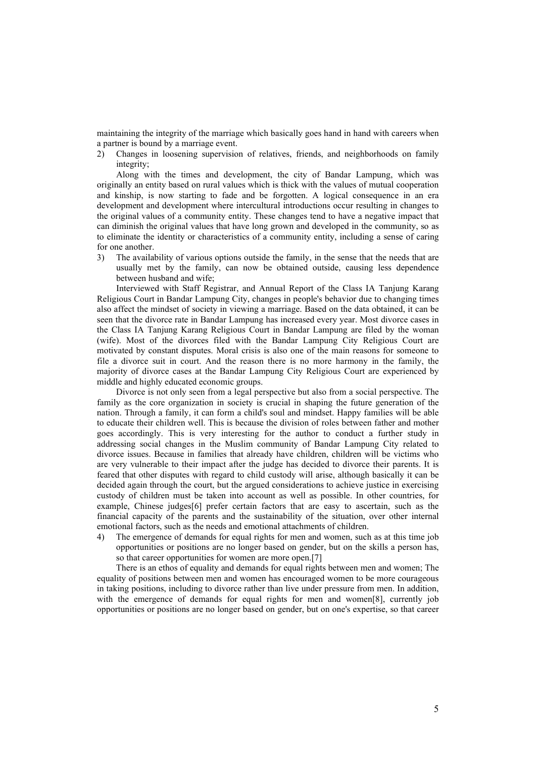maintaining the integrity of the marriage which basically goes hand in hand with careers when a partner is bound by a marriage event.

2) Changes in loosening supervision of relatives, friends, and neighborhoods on family integrity;

Along with the times and development, the city of Bandar Lampung, which was originally an entity based on rural values which is thick with the values of mutual cooperation and kinship, is now starting to fade and be forgotten. A logical consequence in an era development and development where intercultural introductions occur resulting in changes to the original values of a community entity. These changes tend to have a negative impact that can diminish the original values that have long grown and developed in the community, so as to eliminate the identity or characteristics of a community entity, including a sense of caring for one another.

3) The availability of various options outside the family, in the sense that the needs that are usually met by the family, can now be obtained outside, causing less dependence between husband and wife;

Interviewed with Staff Registrar, and Annual Report of the Class IA Tanjung Karang Religious Court in Bandar Lampung City, changes in people's behavior due to changing times also affect the mindset of society in viewing a marriage. Based on the data obtained, it can be seen that the divorce rate in Bandar Lampung has increased every year. Most divorce cases in the Class IA Tanjung Karang Religious Court in Bandar Lampung are filed by the woman (wife). Most of the divorces filed with the Bandar Lampung City Religious Court are motivated by constant disputes. Moral crisis is also one of the main reasons for someone to file a divorce suit in court. And the reason there is no more harmony in the family, the majority of divorce cases at the Bandar Lampung City Religious Court are experienced by middle and highly educated economic groups.

Divorce is not only seen from a legal perspective but also from a social perspective. The family as the core organization in society is crucial in shaping the future generation of the nation. Through a family, it can form a child's soul and mindset. Happy families will be able to educate their children well. This is because the division of roles between father and mother goes accordingly. This is very interesting for the author to conduct a further study in addressing social changes in the Muslim community of Bandar Lampung City related to divorce issues. Because in families that already have children, children will be victims who are very vulnerable to their impact after the judge has decided to divorce their parents. It is feared that other disputes with regard to child custody will arise, although basically it can be decided again through the court, but the argued considerations to achieve justice in exercising custody of children must be taken into account as well as possible. In other countries, for example, Chinese judges[6] prefer certain factors that are easy to ascertain, such as the financial capacity of the parents and the sustainability of the situation, over other internal emotional factors, such as the needs and emotional attachments of children.

4) The emergence of demands for equal rights for men and women, such as at this time job opportunities or positions are no longer based on gender, but on the skills a person has, so that career opportunities for women are more open.[7]

There is an ethos of equality and demands for equal rights between men and women; The equality of positions between men and women has encouraged women to be more courageous in taking positions, including to divorce rather than live under pressure from men. In addition, with the emergence of demands for equal rights for men and women[8], currently job opportunities or positions are no longer based on gender, but on one's expertise, so that career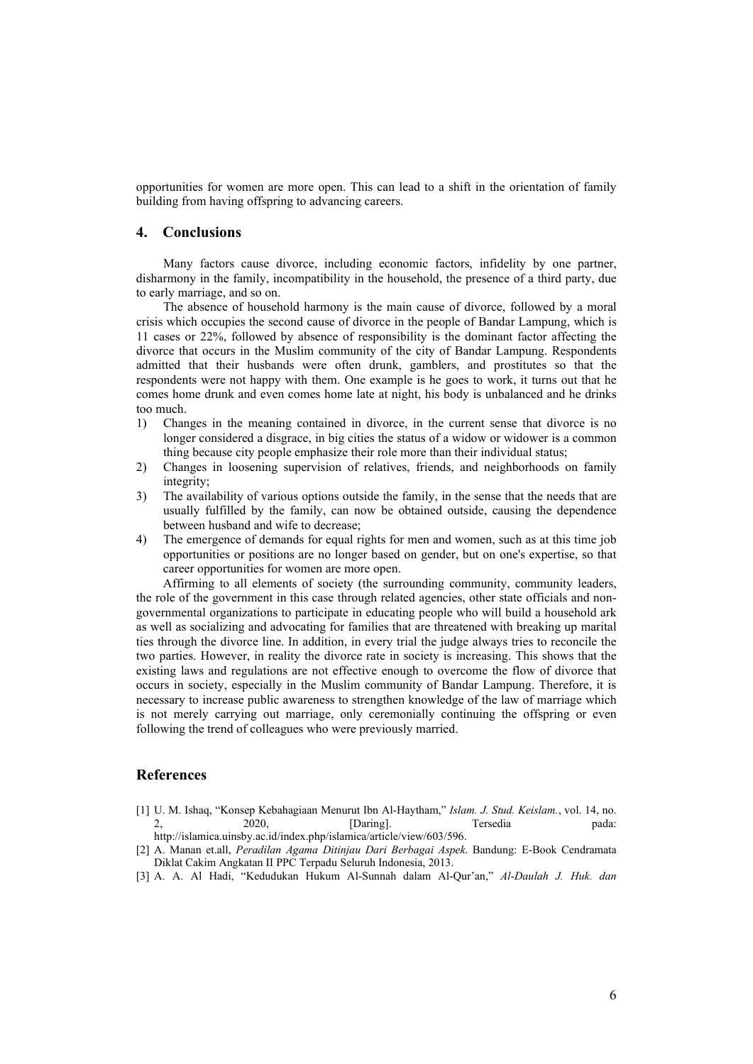opportunities for women are more open. This can lead to a shift in the orientation of family building from having offspring to advancing careers.

## 4. Conclusions

Many factors cause divorce, including economic factors, infidelity by one partner, disharmony in the family, incompatibility in the household, the presence of a third party, due to early marriage, and so on.

The absence of household harmony is the main cause of divorce, followed by a moral crisis which occupies the second cause of divorce in the people of Bandar Lampung, which is 11 cases or 22%, followed by absence of responsibility is the dominant factor affecting the divorce that occurs in the Muslim community of the city of Bandar Lampung. Respondents admitted that their husbands were often drunk, gamblers, and prostitutes so that the respondents were not happy with them. One example is he goes to work, it turns out that he comes home drunk and even comes home late at night, his body is unbalanced and he drinks too much.

1) Changes in the meaning contained in divorce, in the current sense that divorce is no longer considered a disgrace, in big cities the status of a widow or widower is a common thing because city people emphasize their role more than their individual status;
2) Changes in loosening supervision of relatives, friends, and neighborhoods on family integrity;
3) The availability of various options outside the family, in the sense that the needs that are usually fulfilled by the family, can now be obtained outside, causing the dependence between husband and wife to decrease;
4) The emergence of demands for equal rights for men and women, such as at this time job opportunities or positions are no longer based on gender, but on one's expertise, so that career opportunities for women are more open.

Affirming to all elements of society (the surrounding community, community leaders, the role of the government in this case through related agencies, other state officials and non-governmental organizations to participate in educating people who will build a household ark as well as socializing and advocating for families that are threatened with breaking up marital ties through the divorce line. In addition, in every trial the judge always tries to reconcile the two parties. However, in reality the divorce rate in society is increasing. This shows that the existing laws and regulations are not effective enough to overcome the flow of divorce that occurs in society, especially in the Muslim community of Bandar Lampung. Therefore, it is necessary to increase public awareness to strengthen knowledge of the law of marriage which is not merely carrying out marriage, only ceremonially continuing the offspring or even following the trend of colleagues who were previously married.

## References

[1] U. M. Ishaq, "Konsep Kebahagiaan Menurut Ibn Al-Haytham," *Islam. J. Stud. Keislam.*, vol. 14, no. 2, 2020, [Daring]. Tersedia pada: http://islamica.uinsby.ac.id/index.php/islamica/article/view/603/596.

[2] A. Manan et.all, *Peradilan Agama Ditinjau Dari Berbagai Aspek.* Bandung: E-Book Cendramata Diklat Cakim Angkatan II PPC Terpadu Seluruh Indonesia, 2013.

[3] A. A. Al Hadi, "Kedudukan Hukum Al-Sunnah dalam Al-Qur'an," *Al-Daulah J. Huk. dan*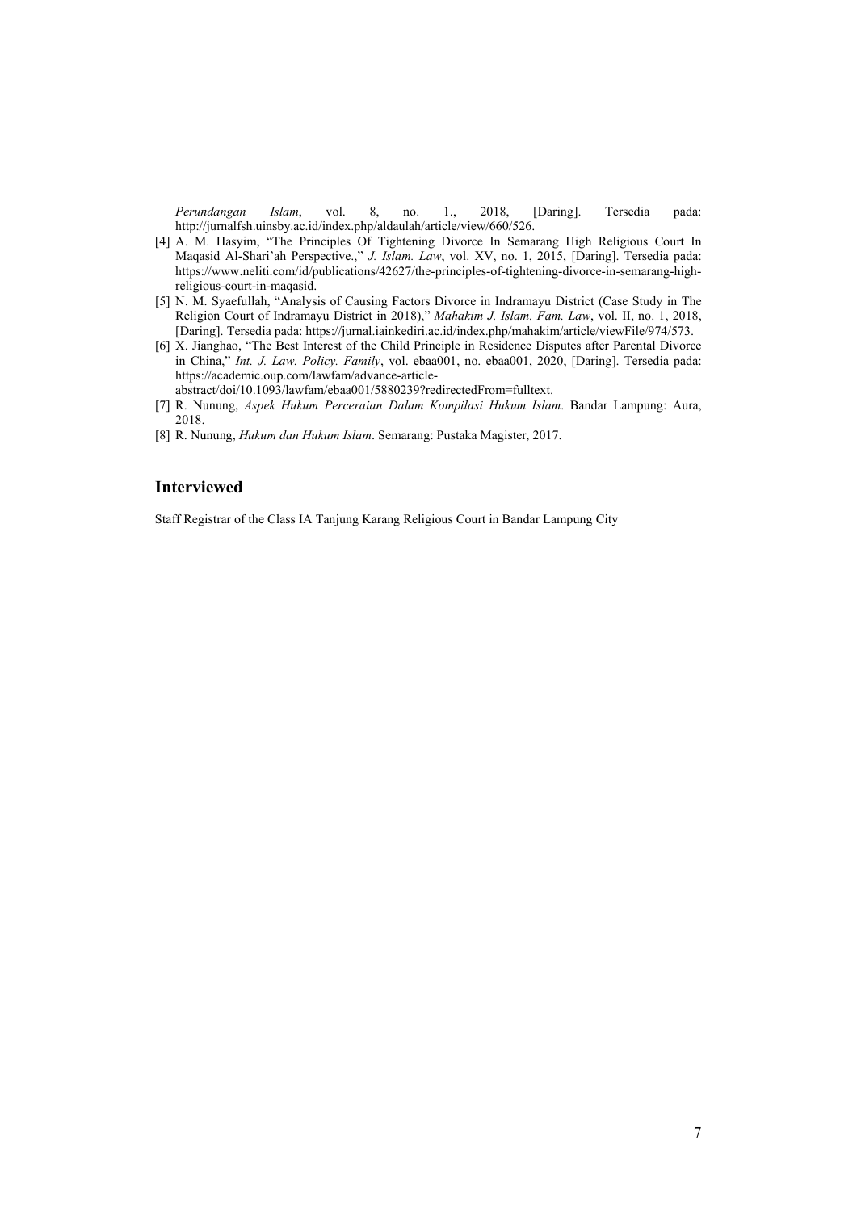*Perundangan Islam*, vol. 8, no. 1., 2018, [Daring]. Tersedia pada: http://jurnalfsh.uinsby.ac.id/index.php/aldaulah/article/view/660/526.

[4] A. M. Hasyim, "The Principles Of Tightening Divorce In Semarang High Religious Court In Maqasid Al-Shari'ah Perspective.," *J. Islam. Law*, vol. XV, no. 1, 2015, [Daring]. Tersedia pada: https://www.neliti.com/id/publications/42627/the-principles-of-tightening-divorce-in-semarang-high-religious-court-in-maqasid.

[5] N. M. Syaefullah, "Analysis of Causing Factors Divorce in Indramayu District (Case Study in The Religion Court of Indramayu District in 2018)," *Mahakim J. Islam. Fam. Law*, vol. II, no. 1, 2018, [Daring]. Tersedia pada: https://jurnal.iainkediri.ac.id/index.php/mahakim/article/viewFile/974/573.

[6] X. Jianghao, "The Best Interest of the Child Principle in Residence Disputes after Parental Divorce in China," *Int. J. Law. Policy. Family*, vol. ebaa001, no. ebaa001, 2020, [Daring]. Tersedia pada: https://academic.oup.com/lawfam/advance-article-abstract/doi/10.1093/lawfam/ebaa001/5880239?redirectedFrom=fulltext.

[7] R. Nunung, *Aspek Hukum Perceraian Dalam Kompilasi Hukum Islam*. Bandar Lampung: Aura, 2018.

[8] R. Nunung, *Hukum dan Hukum Islam*. Semarang: Pustaka Magister, 2017.

## Interviewed

Staff Registrar of the Class IA Tanjung Karang Religious Court in Bandar Lampung City